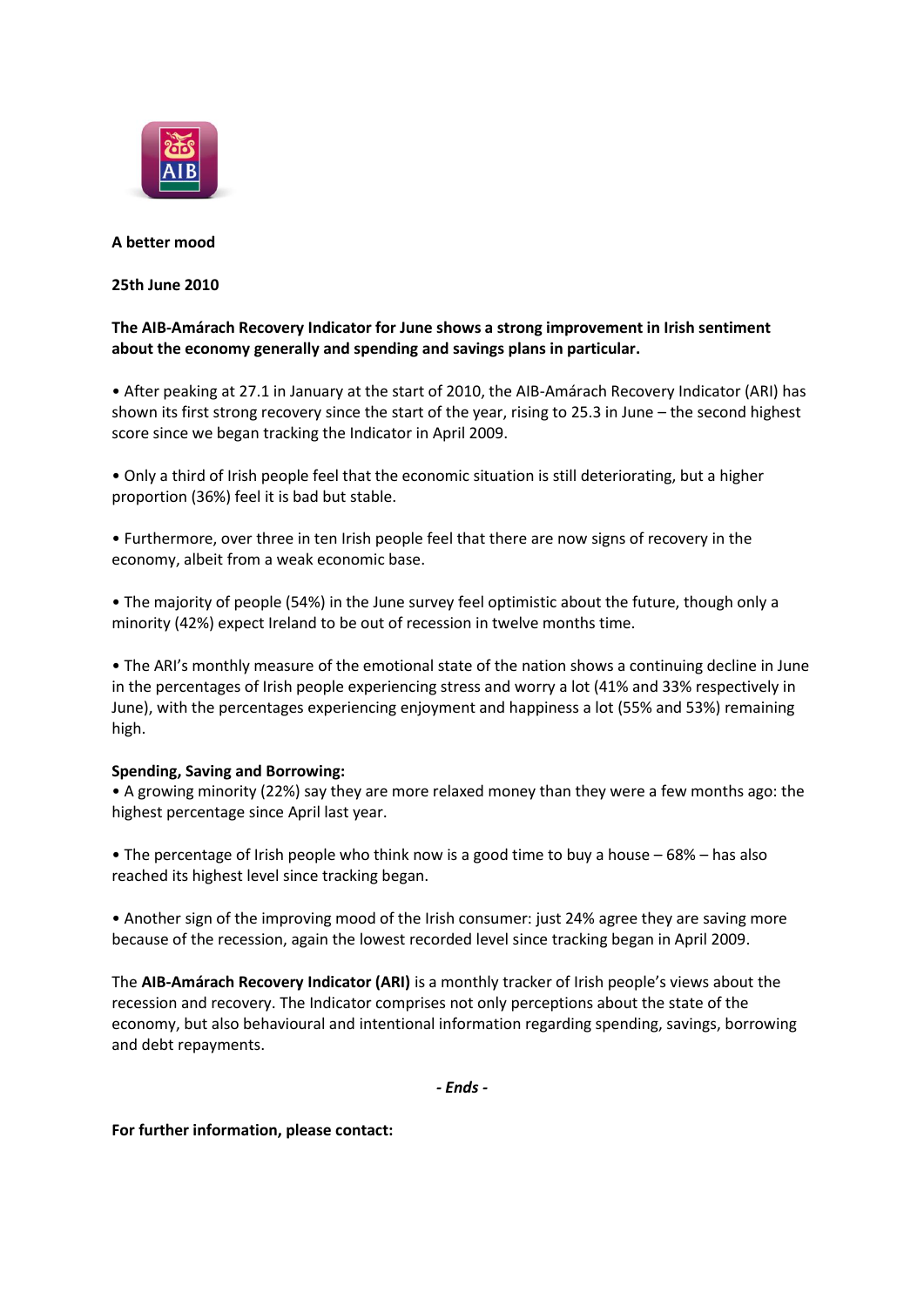**A better mood**

**25th June 2010**

**The AIB-Amárach Recovery Indicator for June shows a strong improvement in Irish sentiment about the economy generally and spending and savings plans in particular.**

• After peaking at 27.1 in January at the start of 2010, the AIB-Amárach Recovery Indicator (ARI) has shown its first strong recovery since the start of the year, rising to 25.3 in June – the second highest score since we began tracking the Indicator in April 2009.

• Only a third of Irish people feel that the economic situation is still deteriorating, but a higher proportion (36%) feel it is bad but stable.

• Furthermore, over three in ten Irish people feel that there are now signs of recovery in the economy, albeit from a weak economic base.

• The majority of people (54%) in the June survey feel optimistic about the future, though only a minority (42%) expect Ireland to be out of recession in twelve months time.

• The ARI's monthly measure of the emotional state of the nation shows a continuing decline in June in the percentages of Irish people experiencing stress and worry a lot (41% and 33% respectively in June), with the percentages experiencing enjoyment and happiness a lot (55% and 53%) remaining high.

**Spending, Saving and Borrowing:**

• A growing minority (22%) say they are more relaxed money than they were a few months ago: the highest percentage since April last year.

• The percentage of Irish people who think now is a good time to buy a house – 68% – has also reached its highest level since tracking began.

• Another sign of the improving mood of the Irish consumer: just 24% agree they are saving more because of the recession, again the lowest recorded level since tracking began in April 2009.

The **AIB-Amárach Recovery Indicator (ARI)** is a monthly tracker of Irish people's views about the recession and recovery. The Indicator comprises not only perceptions about the state of the economy, but also behavioural and intentional information regarding spending, savings, borrowing and debt repayments.

***- Ends -***

**For further information, please contact:**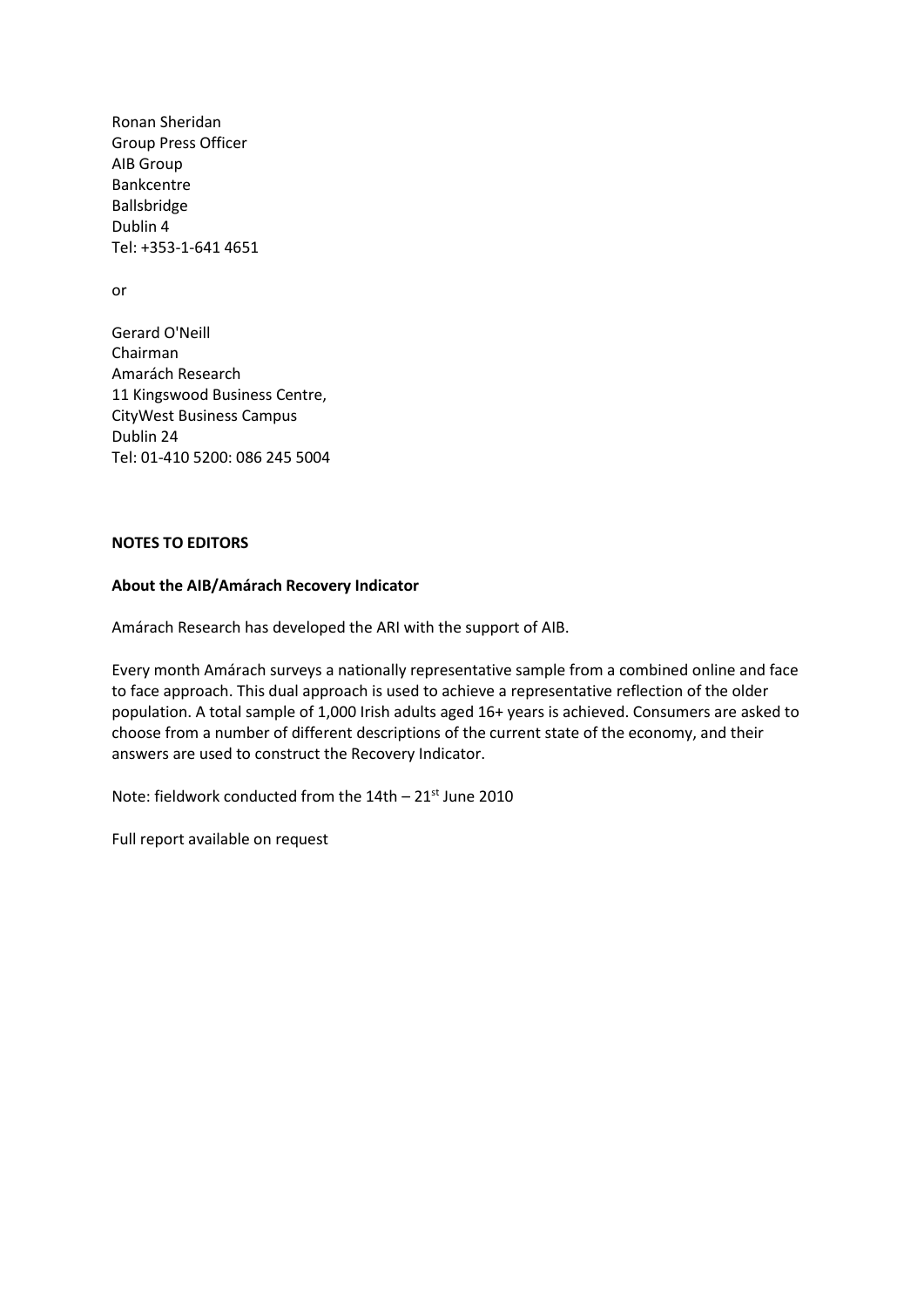Ronan Sheridan
Group Press Officer
AIB Group
Bankcentre
Ballsbridge
Dublin 4
Tel: +353-1-641 4651

or

Gerard O'Neill
Chairman
Amarách Research
11 Kingswood Business Centre,
CityWest Business Campus
Dublin 24
Tel: 01-410 5200: 086 245 5004

**NOTES TO EDITORS**

**About the AIB/Amárach Recovery Indicator**

Amárach Research has developed the ARI with the support of AIB.

Every month Amárach surveys a nationally representative sample from a combined online and face to face approach. This dual approach is used to achieve a representative reflection of the older population. A total sample of 1,000 Irish adults aged 16+ years is achieved. Consumers are asked to choose from a number of different descriptions of the current state of the economy, and their answers are used to construct the Recovery Indicator.

Note: fieldwork conducted from the 14th – 21st June 2010

Full report available on request